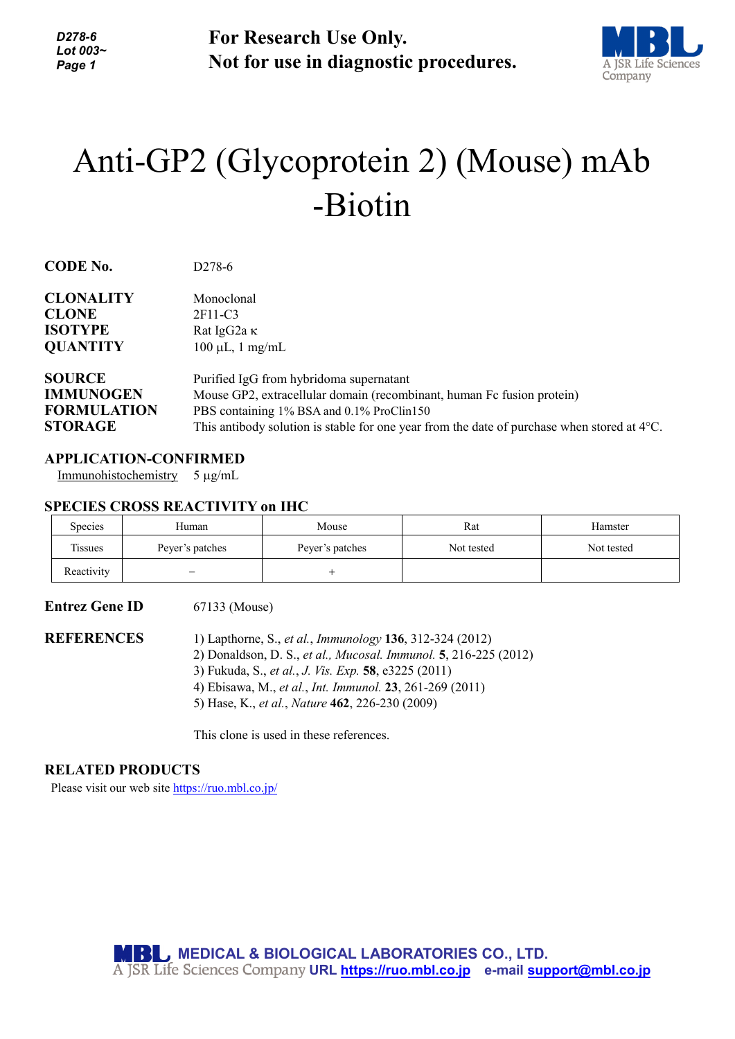**For Research Use Only.**
**Not for use in diagnostic procedures.**

# Anti-GP2 (Glycoprotein 2) (Mouse) mAb -Biotin

**CODE No.** D278-6

**CLONALITY** Monoclonal
**CLONE** 2F11-C3
**ISOTYPE** Rat IgG2a κ
**QUANTITY** 100 µL, 1 mg/mL

**SOURCE** Purified IgG from hybridoma supernatant
**IMMUNOGEN** Mouse GP2, extracellular domain (recombinant, human Fc fusion protein)
**FORMULATION** PBS containing 1% BSA and 0.1% ProClin150
**STORAGE** This antibody solution is stable for one year from the date of purchase when stored at 4°C.

## APPLICATION-CONFIRMED

Immunohistochemistry 5 µg/mL

## SPECIES CROSS REACTIVITY on IHC

| Species | Human | Mouse | Rat | Hamster |
|---|---|---|---|---|
| Tissues | Peyer's patches | Peyer's patches | Not tested | Not tested |
| Reactivity | − | + | | |

**Entrez Gene ID** 67133 (Mouse)

**REFERENCES**

1) Lapthorne, S., *et al.*, *Immunology* **136**, 312-324 (2012)
2) Donaldson, D. S., *et al., Mucosal. Immunol.* **5**, 216-225 (2012)
3) Fukuda, S., *et al.*, *J. Vis. Exp.* **58**, e3225 (2011)
4) Ebisawa, M., *et al.*, *Int. Immunol.* **23**, 261-269 (2011)
5) Hase, K., *et al.*, *Nature* **462**, 226-230 (2009)

This clone is used in these references.

## RELATED PRODUCTS

Please visit our web site https://ruo.mbl.co.jp/

**MEDICAL & BIOLOGICAL LABORATORIES CO., LTD.**
A JSR Life Sciences Company URL https://ruo.mbl.co.jp e-mail support@mbl.co.jp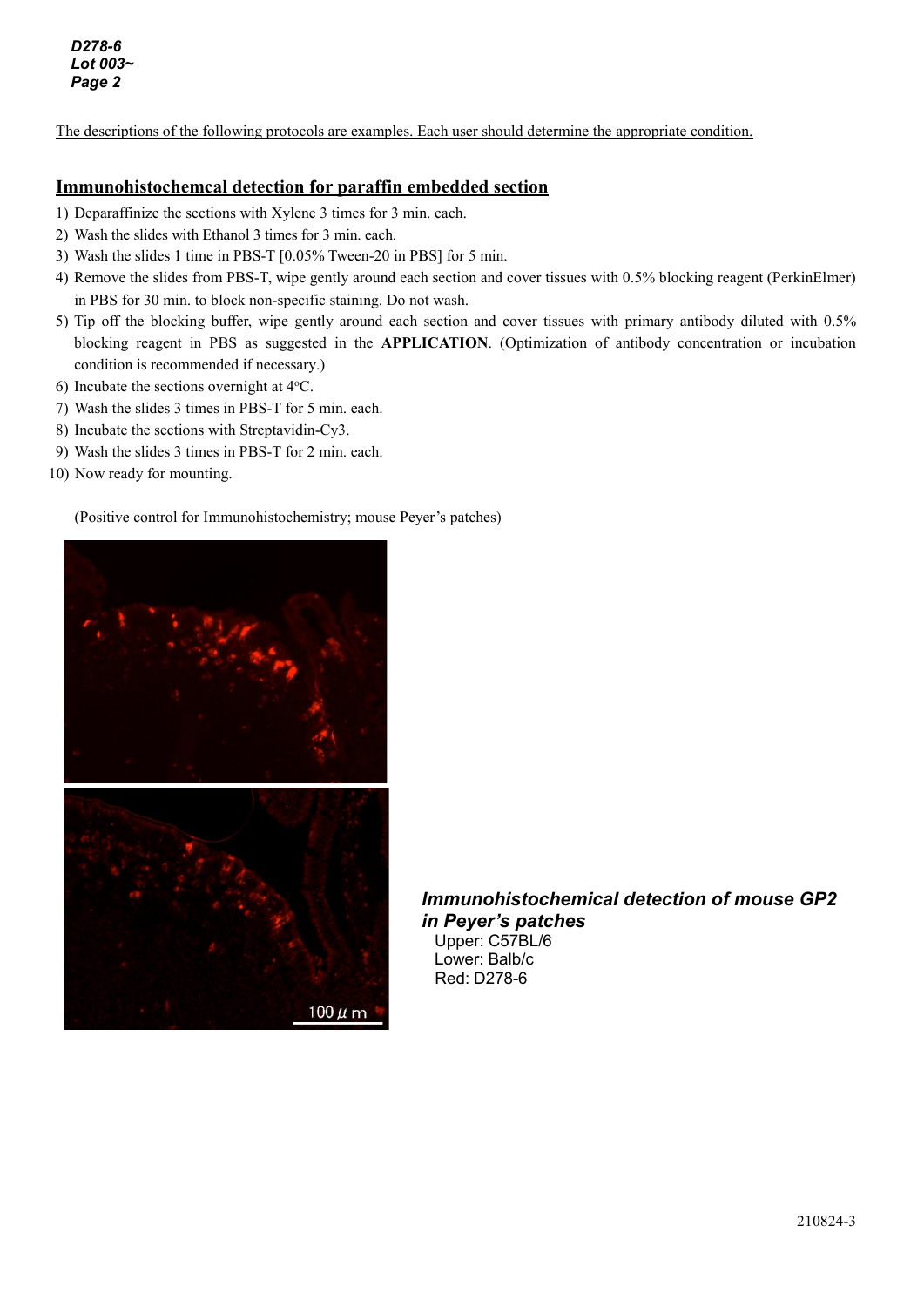D278-6
Lot 003~

The descriptions of the following protocols are examples. Each user should determine the appropriate condition.

## Immunohistochemcal detection for paraffin embedded section

1) Deparaffinize the sections with Xylene 3 times for 3 min. each.
2) Wash the slides with Ethanol 3 times for 3 min. each.
3) Wash the slides 1 time in PBS-T [0.05% Tween-20 in PBS] for 5 min.
4) Remove the slides from PBS-T, wipe gently around each section and cover tissues with 0.5% blocking reagent (PerkinElmer) in PBS for 30 min. to block non-specific staining. Do not wash.
5) Tip off the blocking buffer, wipe gently around each section and cover tissues with primary antibody diluted with 0.5% blocking reagent in PBS as suggested in the **APPLICATION**. (Optimization of antibody concentration or incubation condition is recommended if necessary.)
6) Incubate the sections overnight at 4°C.
7) Wash the slides 3 times in PBS-T for 5 min. each.
8) Incubate the sections with Streptavidin-Cy3.
9) Wash the slides 3 times in PBS-T for 2 min. each.
10) Now ready for mounting.

(Positive control for Immunohistochemistry; mouse Peyer's patches)

100 μm

***Immunohistochemical detection of mouse GP2 in Peyer's patches***

Upper: C57BL/6
Lower: Balb/c
Red: D278-6

210824-3